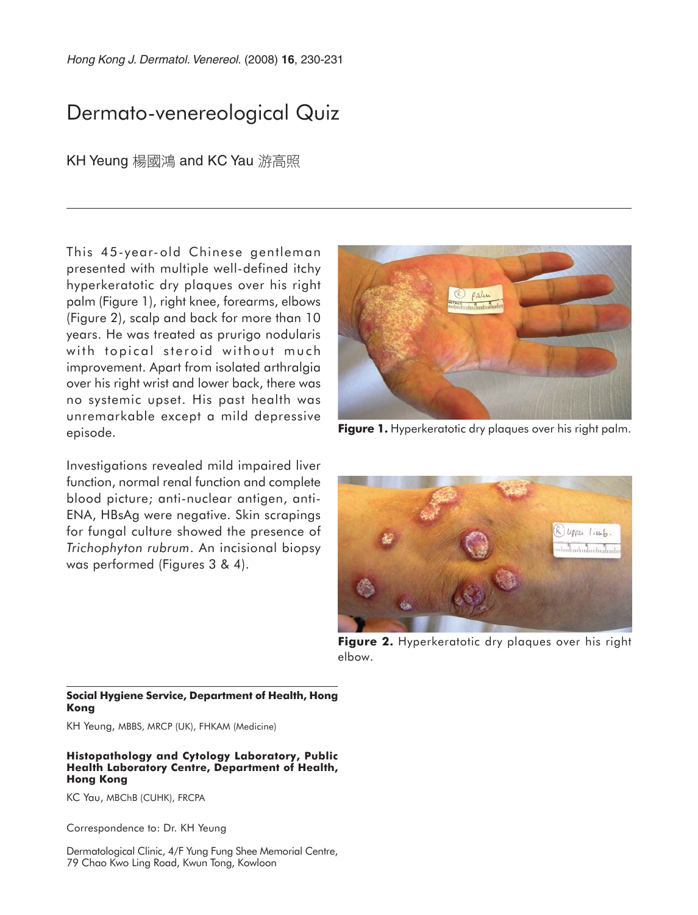# Dermato-venereological Quiz

KH Yeung 楊國鴻 and KC Yau 游高照

This 45-year-old Chinese gentleman presented with multiple well-defined itchy hyperkeratotic dry plaques over his right palm (Figure 1), right knee, forearms, elbows (Figure 2), scalp and back for more than 10 years. He was treated as prurigo nodularis with topical steroid without much improvement. Apart from isolated arthralgia over his right wrist and lower back, there was no systemic upset. His past health was unremarkable except a mild depressive episode.

Investigations revealed mild impaired liver function, normal renal function and complete blood picture; anti-nuclear antigen, anti-ENA, HBsAg were negative. Skin scrapings for fungal culture showed the presence of *Trichophyton rubrum*. An incisional biopsy was performed (Figures 3 & 4).

**Figure 1.** Hyperkeratotic dry plaques over his right palm.

**Figure 2.** Hyperkeratotic dry plaques over his right elbow.

**Social Hygiene Service, Department of Health, Hong Kong**

KH Yeung, MBBS, MRCP (UK), FHKAM (Medicine)

**Histopathology and Cytology Laboratory, Public Health Laboratory Centre, Department of Health, Hong Kong**

KC Yau, MBChB (CUHK), FRCPA

Correspondence to: Dr. KH Yeung

Dermatological Clinic, 4/F Yung Fung Shee Memorial Centre, 79 Chao Kwo Ling Road, Kwun Tong, Kowloon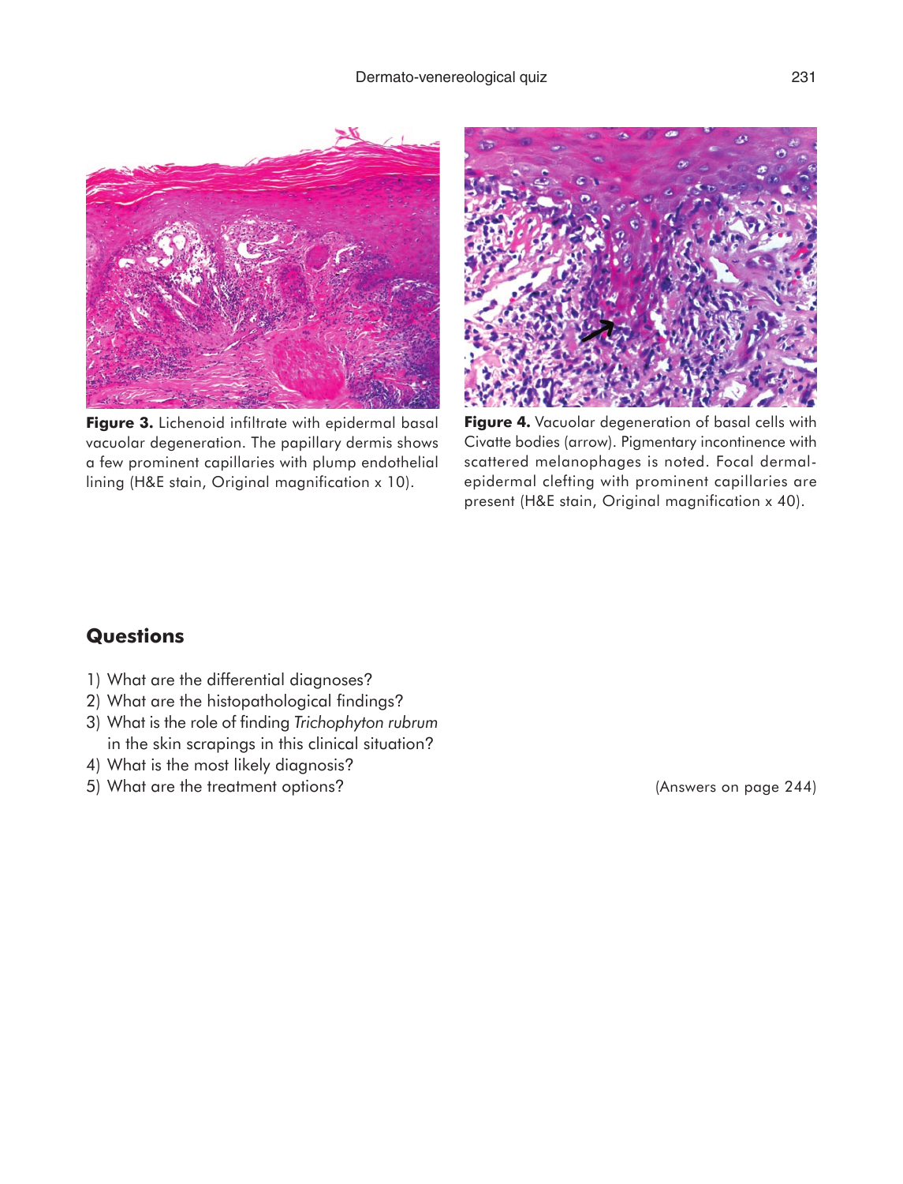**Figure 3.** Lichenoid infiltrate with epidermal basal vacuolar degeneration. The papillary dermis shows a few prominent capillaries with plump endothelial lining (H&E stain, Original magnification x 10).

**Figure 4.** Vacuolar degeneration of basal cells with Civatte bodies (arrow). Pigmentary incontinence with scattered melanophages is noted. Focal dermal-epidermal clefting with prominent capillaries are present (H&E stain, Original magnification x 40).

## Questions

1) What are the differential diagnoses?
2) What are the histopathological findings?
3) What is the role of finding *Trichophyton rubrum* in the skin scrapings in this clinical situation?
4) What is the most likely diagnosis?
5) What are the treatment options?

(Answers on page 244)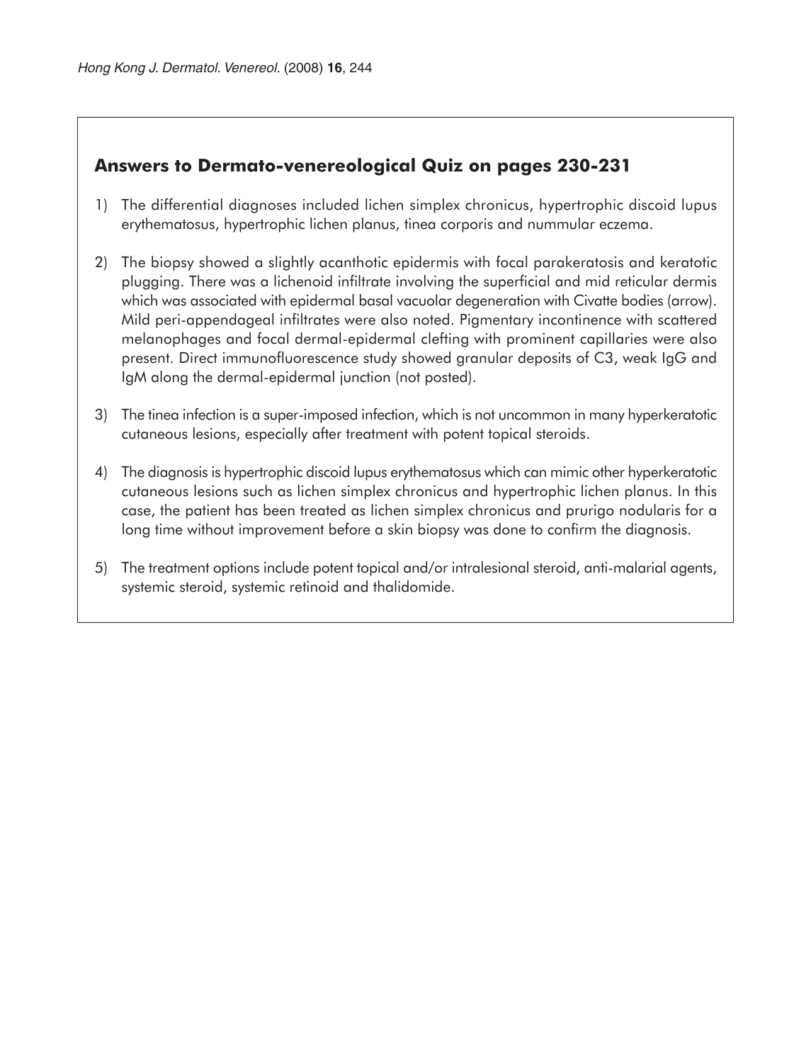## Answers to Dermato-venereological Quiz on pages 230-231

1) The differential diagnoses included lichen simplex chronicus, hypertrophic discoid lupus erythematosus, hypertrophic lichen planus, tinea corporis and nummular eczema.

2) The biopsy showed a slightly acanthotic epidermis with focal parakeratosis and keratotic plugging. There was a lichenoid infiltrate involving the superficial and mid reticular dermis which was associated with epidermal basal vacuolar degeneration with Civatte bodies (arrow). Mild peri-appendageal infiltrates were also noted. Pigmentary incontinence with scattered melanophages and focal dermal-epidermal clefting with prominent capillaries were also present. Direct immunofluorescence study showed granular deposits of C3, weak IgG and IgM along the dermal-epidermal junction (not posted).

3) The tinea infection is a super-imposed infection, which is not uncommon in many hyperkeratotic cutaneous lesions, especially after treatment with potent topical steroids.

4) The diagnosis is hypertrophic discoid lupus erythematosus which can mimic other hyperkeratotic cutaneous lesions such as lichen simplex chronicus and hypertrophic lichen planus. In this case, the patient has been treated as lichen simplex chronicus and prurigo nodularis for a long time without improvement before a skin biopsy was done to confirm the diagnosis.

5) The treatment options include potent topical and/or intralesional steroid, anti-malarial agents, systemic steroid, systemic retinoid and thalidomide.